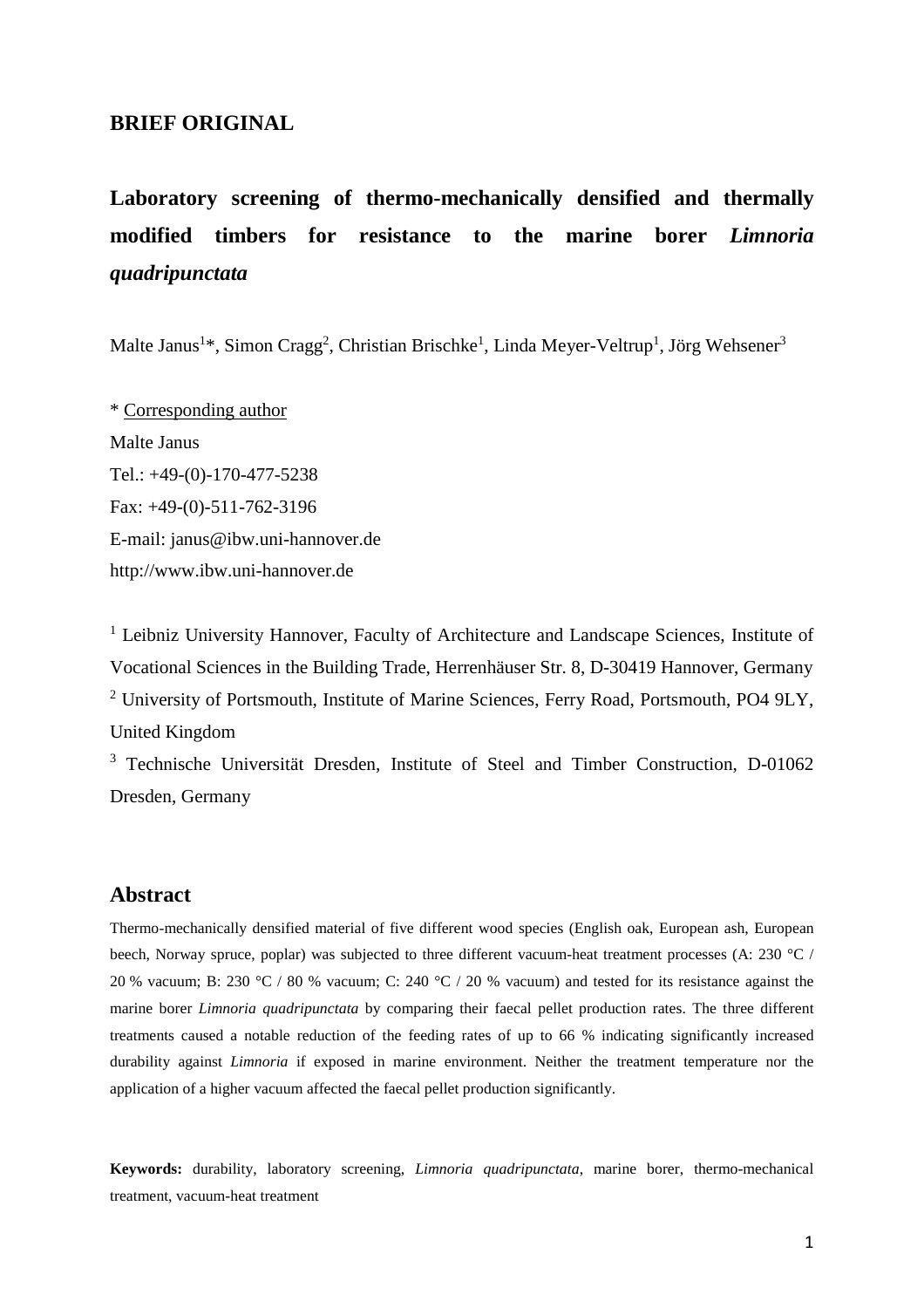**BRIEF ORIGINAL**

# Laboratory screening of thermo-mechanically densified and thermally modified timbers for resistance to the marine borer *Limnoria quadripunctata*

Malte Janus[1]*, Simon Cragg[2], Christian Brischke[1], Linda Meyer-Veltrup[1], Jörg Wehsener[3]

\* Corresponding author
Malte Janus
Tel.: +49-(0)-170-477-5238
Fax: +49-(0)-511-762-3196
E-mail: janus@ibw.uni-hannover.de
http://www.ibw.uni-hannover.de

[1] Leibniz University Hannover, Faculty of Architecture and Landscape Sciences, Institute of Vocational Sciences in the Building Trade, Herrenhäuser Str. 8, D-30419 Hannover, Germany
[2] University of Portsmouth, Institute of Marine Sciences, Ferry Road, Portsmouth, PO4 9LY, United Kingdom
[3] Technische Universität Dresden, Institute of Steel and Timber Construction, D-01062 Dresden, Germany

## Abstract

Thermo-mechanically densified material of five different wood species (English oak, European ash, European beech, Norway spruce, poplar) was subjected to three different vacuum-heat treatment processes (A: 230 °C / 20 % vacuum; B: 230 °C / 80 % vacuum; C: 240 °C / 20 % vacuum) and tested for its resistance against the marine borer *Limnoria quadripunctata* by comparing their faecal pellet production rates. The three different treatments caused a notable reduction of the feeding rates of up to 66 % indicating significantly increased durability against *Limnoria* if exposed in marine environment. Neither the treatment temperature nor the application of a higher vacuum affected the faecal pellet production significantly.

**Keywords:** durability, laboratory screening, *Limnoria quadripunctata*, marine borer, thermo-mechanical treatment, vacuum-heat treatment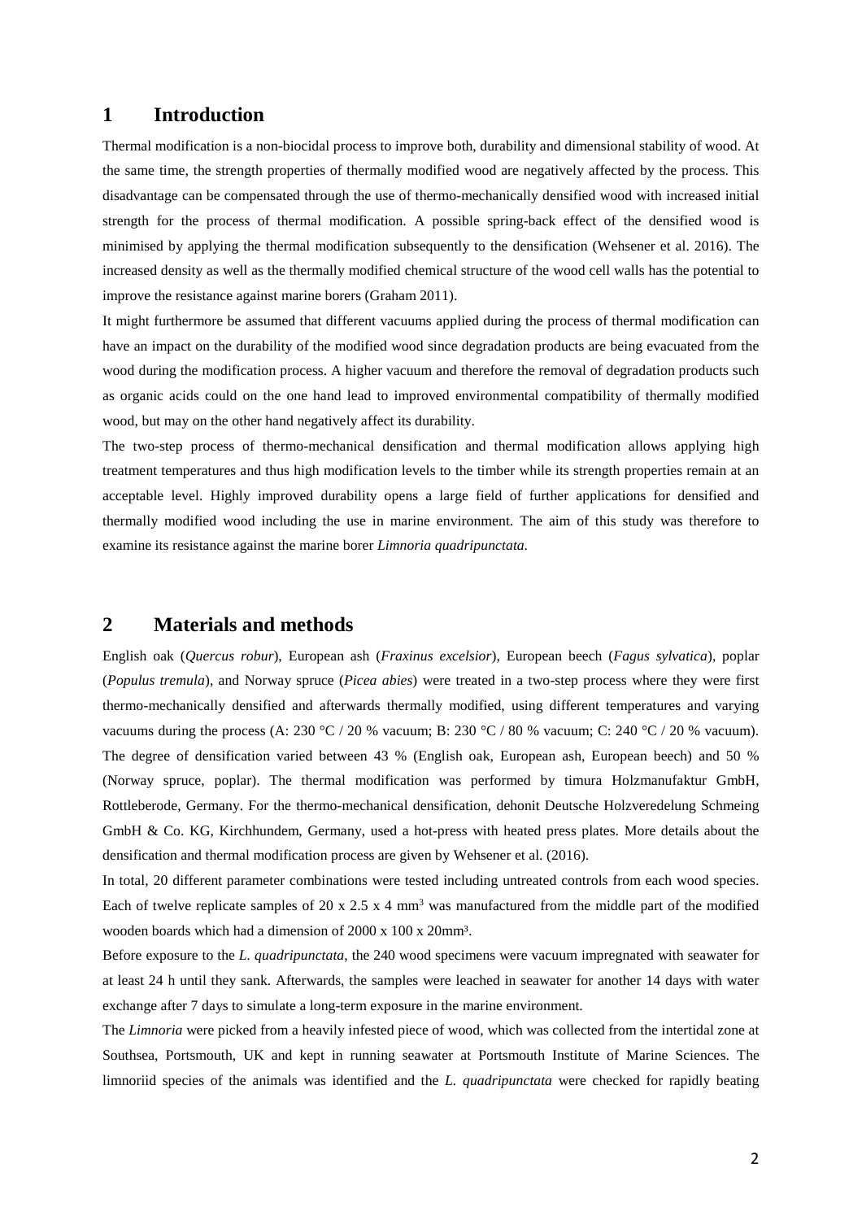# 1 Introduction

Thermal modification is a non-biocidal process to improve both, durability and dimensional stability of wood. At the same time, the strength properties of thermally modified wood are negatively affected by the process. This disadvantage can be compensated through the use of thermo-mechanically densified wood with increased initial strength for the process of thermal modification. A possible spring-back effect of the densified wood is minimised by applying the thermal modification subsequently to the densification (Wehsener et al. 2016). The increased density as well as the thermally modified chemical structure of the wood cell walls has the potential to improve the resistance against marine borers (Graham 2011).

It might furthermore be assumed that different vacuums applied during the process of thermal modification can have an impact on the durability of the modified wood since degradation products are being evacuated from the wood during the modification process. A higher vacuum and therefore the removal of degradation products such as organic acids could on the one hand lead to improved environmental compatibility of thermally modified wood, but may on the other hand negatively affect its durability.

The two-step process of thermo-mechanical densification and thermal modification allows applying high treatment temperatures and thus high modification levels to the timber while its strength properties remain at an acceptable level. Highly improved durability opens a large field of further applications for densified and thermally modified wood including the use in marine environment. The aim of this study was therefore to examine its resistance against the marine borer *Limnoria quadripunctata*.

# 2 Materials and methods

English oak (*Quercus robur*), European ash (*Fraxinus excelsior*), European beech (*Fagus sylvatica*), poplar (*Populus tremula*), and Norway spruce (*Picea abies*) were treated in a two-step process where they were first thermo-mechanically densified and afterwards thermally modified, using different temperatures and varying vacuums during the process (A: 230 °C / 20 % vacuum; B: 230 °C / 80 % vacuum; C: 240 °C / 20 % vacuum). The degree of densification varied between 43 % (English oak, European ash, European beech) and 50 % (Norway spruce, poplar). The thermal modification was performed by timura Holzmanufaktur GmbH, Rottleberode, Germany. For the thermo-mechanical densification, dehonit Deutsche Holzveredelung Schmeing GmbH & Co. KG, Kirchhundem, Germany, used a hot-press with heated press plates. More details about the densification and thermal modification process are given by Wehsener et al. (2016).

In total, 20 different parameter combinations were tested including untreated controls from each wood species. Each of twelve replicate samples of 20 x 2.5 x 4 $mm^3$ was manufactured from the middle part of the modified wooden boards which had a dimension of 2000 x 100 x 20$mm^3$.

Before exposure to the *L. quadripunctata*, the 240 wood specimens were vacuum impregnated with seawater for at least 24 h until they sank. Afterwards, the samples were leached in seawater for another 14 days with water exchange after 7 days to simulate a long-term exposure in the marine environment.

The *Limnoria* were picked from a heavily infested piece of wood, which was collected from the intertidal zone at Southsea, Portsmouth, UK and kept in running seawater at Portsmouth Institute of Marine Sciences. The limnoriid species of the animals was identified and the *L. quadripunctata* were checked for rapidly beating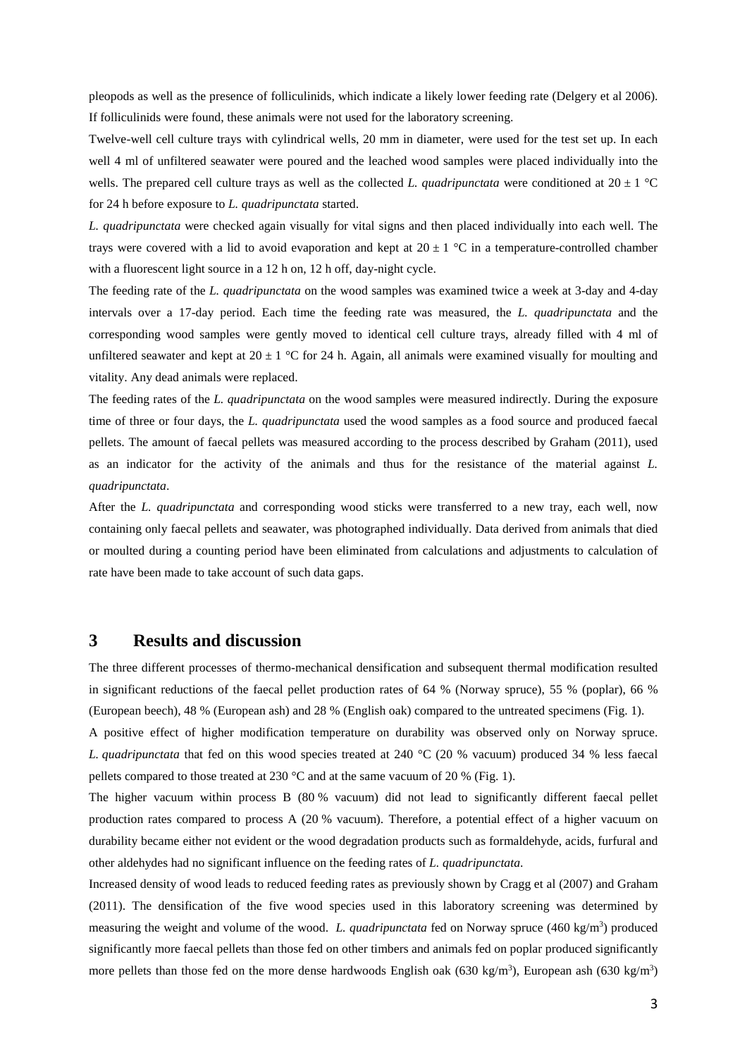pleopods as well as the presence of folliculinids, which indicate a likely lower feeding rate (Delgery et al 2006). If folliculinids were found, these animals were not used for the laboratory screening.

Twelve-well cell culture trays with cylindrical wells, 20 mm in diameter, were used for the test set up. In each well 4 ml of unfiltered seawater were poured and the leached wood samples were placed individually into the wells. The prepared cell culture trays as well as the collected *L. quadripunctata* were conditioned at 20 ± 1 °C for 24 h before exposure to *L. quadripunctata* started.

*L. quadripunctata* were checked again visually for vital signs and then placed individually into each well. The trays were covered with a lid to avoid evaporation and kept at 20 ± 1 °C in a temperature-controlled chamber with a fluorescent light source in a 12 h on, 12 h off, day-night cycle.

The feeding rate of the *L. quadripunctata* on the wood samples was examined twice a week at 3-day and 4-day intervals over a 17-day period. Each time the feeding rate was measured, the *L. quadripunctata* and the corresponding wood samples were gently moved to identical cell culture trays, already filled with 4 ml of unfiltered seawater and kept at 20 ± 1 °C for 24 h. Again, all animals were examined visually for moulting and vitality. Any dead animals were replaced.

The feeding rates of the *L. quadripunctata* on the wood samples were measured indirectly. During the exposure time of three or four days, the *L. quadripunctata* used the wood samples as a food source and produced faecal pellets. The amount of faecal pellets was measured according to the process described by Graham (2011), used as an indicator for the activity of the animals and thus for the resistance of the material against *L. quadripunctata*.

After the *L. quadripunctata* and corresponding wood sticks were transferred to a new tray, each well, now containing only faecal pellets and seawater, was photographed individually. Data derived from animals that died or moulted during a counting period have been eliminated from calculations and adjustments to calculation of rate have been made to take account of such data gaps.

## 3 Results and discussion

The three different processes of thermo-mechanical densification and subsequent thermal modification resulted in significant reductions of the faecal pellet production rates of 64 % (Norway spruce), 55 % (poplar), 66 % (European beech), 48 % (European ash) and 28 % (English oak) compared to the untreated specimens (Fig. 1).

A positive effect of higher modification temperature on durability was observed only on Norway spruce. *L. quadripunctata* that fed on this wood species treated at 240 °C (20 % vacuum) produced 34 % less faecal pellets compared to those treated at 230 °C and at the same vacuum of 20 % (Fig. 1).

The higher vacuum within process B (80 % vacuum) did not lead to significantly different faecal pellet production rates compared to process A (20 % vacuum). Therefore, a potential effect of a higher vacuum on durability became either not evident or the wood degradation products such as formaldehyde, acids, furfural and other aldehydes had no significant influence on the feeding rates of *L. quadripunctata*.

Increased density of wood leads to reduced feeding rates as previously shown by Cragg et al (2007) and Graham (2011). The densification of the five wood species used in this laboratory screening was determined by measuring the weight and volume of the wood. *L. quadripunctata* fed on Norway spruce (460 kg/m$^3$) produced significantly more faecal pellets than those fed on other timbers and animals fed on poplar produced significantly more pellets than those fed on the more dense hardwoods English oak (630 kg/m$^3$), European ash (630 kg/m$^3$)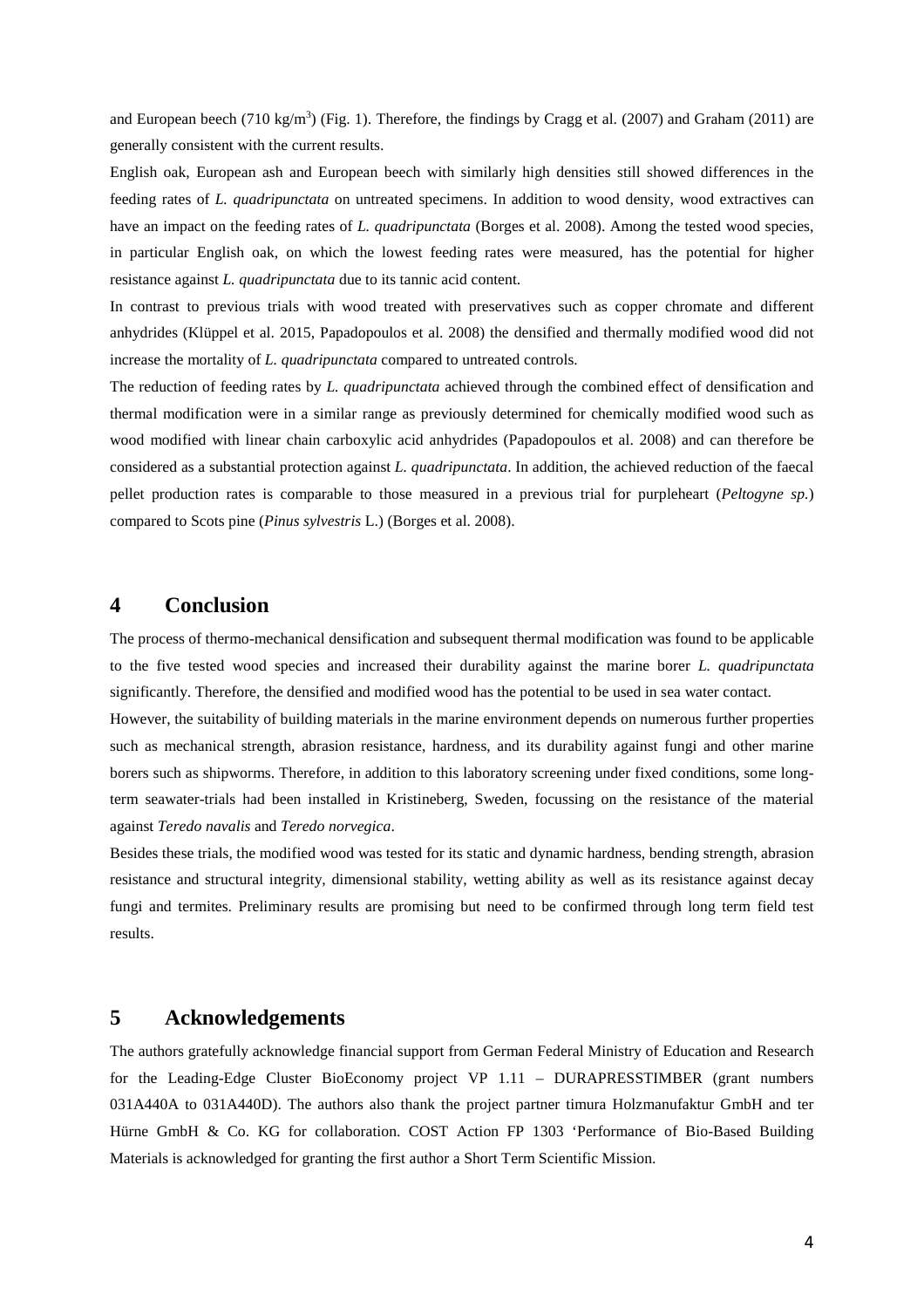and European beech (710 $kg/m^3$) (Fig. 1). Therefore, the findings by Cragg et al. (2007) and Graham (2011) are generally consistent with the current results.

English oak, European ash and European beech with similarly high densities still showed differences in the feeding rates of *L. quadripunctata* on untreated specimens. In addition to wood density, wood extractives can have an impact on the feeding rates of *L. quadripunctata* (Borges et al. 2008). Among the tested wood species, in particular English oak, on which the lowest feeding rates were measured, has the potential for higher resistance against *L. quadripunctata* due to its tannic acid content.

In contrast to previous trials with wood treated with preservatives such as copper chromate and different anhydrides (Klüppel et al. 2015, Papadopoulos et al. 2008) the densified and thermally modified wood did not increase the mortality of *L. quadripunctata* compared to untreated controls.

The reduction of feeding rates by *L. quadripunctata* achieved through the combined effect of densification and thermal modification were in a similar range as previously determined for chemically modified wood such as wood modified with linear chain carboxylic acid anhydrides (Papadopoulos et al. 2008) and can therefore be considered as a substantial protection against *L. quadripunctata*. In addition, the achieved reduction of the faecal pellet production rates is comparable to those measured in a previous trial for purpleheart (*Peltogyne sp.*) compared to Scots pine (*Pinus sylvestris* L.) (Borges et al. 2008).

## 4 Conclusion

The process of thermo-mechanical densification and subsequent thermal modification was found to be applicable to the five tested wood species and increased their durability against the marine borer *L. quadripunctata* significantly. Therefore, the densified and modified wood has the potential to be used in sea water contact.

However, the suitability of building materials in the marine environment depends on numerous further properties such as mechanical strength, abrasion resistance, hardness, and its durability against fungi and other marine borers such as shipworms. Therefore, in addition to this laboratory screening under fixed conditions, some long-term seawater-trials had been installed in Kristineberg, Sweden, focussing on the resistance of the material against *Teredo navalis* and *Teredo norvegica*.

Besides these trials, the modified wood was tested for its static and dynamic hardness, bending strength, abrasion resistance and structural integrity, dimensional stability, wetting ability as well as its resistance against decay fungi and termites. Preliminary results are promising but need to be confirmed through long term field test results.

## 5 Acknowledgements

The authors gratefully acknowledge financial support from German Federal Ministry of Education and Research for the Leading-Edge Cluster BioEconomy project VP 1.11 – DURAPRESSTIMBER (grant numbers 031A440A to 031A440D). The authors also thank the project partner timura Holzmanufaktur GmbH and ter Hürne GmbH & Co. KG for collaboration. COST Action FP 1303 'Performance of Bio-Based Building Materials is acknowledged for granting the first author a Short Term Scientific Mission.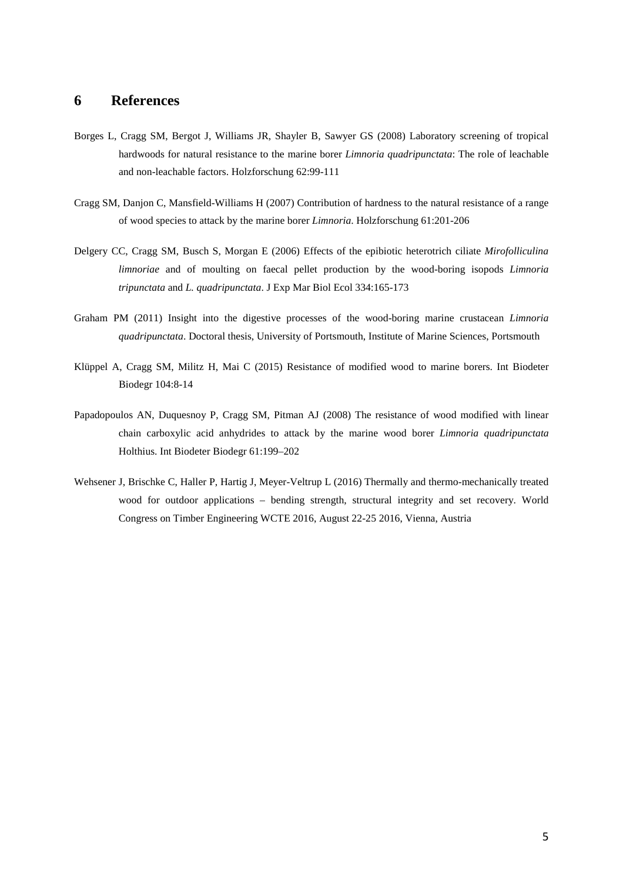## 6 References

Borges L, Cragg SM, Bergot J, Williams JR, Shayler B, Sawyer GS (2008) Laboratory screening of tropical hardwoods for natural resistance to the marine borer *Limnoria quadripunctata*: The role of leachable and non-leachable factors. Holzforschung 62:99-111

Cragg SM, Danjon C, Mansfield-Williams H (2007) Contribution of hardness to the natural resistance of a range of wood species to attack by the marine borer *Limnoria*. Holzforschung 61:201-206

Delgery CC, Cragg SM, Busch S, Morgan E (2006) Effects of the epibiotic heterotrich ciliate *Mirofolliculina limnoriae* and of moulting on faecal pellet production by the wood-boring isopods *Limnoria tripunctata* and *L. quadripunctata*. J Exp Mar Biol Ecol 334:165-173

Graham PM (2011) Insight into the digestive processes of the wood-boring marine crustacean *Limnoria quadripunctata*. Doctoral thesis, University of Portsmouth, Institute of Marine Sciences, Portsmouth

Klüppel A, Cragg SM, Militz H, Mai C (2015) Resistance of modified wood to marine borers. Int Biodeter Biodegr 104:8-14

Papadopoulos AN, Duquesnoy P, Cragg SM, Pitman AJ (2008) The resistance of wood modified with linear chain carboxylic acid anhydrides to attack by the marine wood borer *Limnoria quadripunctata* Holthius. Int Biodeter Biodegr 61:199–202

Wehsener J, Brischke C, Haller P, Hartig J, Meyer-Veltrup L (2016) Thermally and thermo-mechanically treated wood for outdoor applications – bending strength, structural integrity and set recovery. World Congress on Timber Engineering WCTE 2016, August 22-25 2016, Vienna, Austria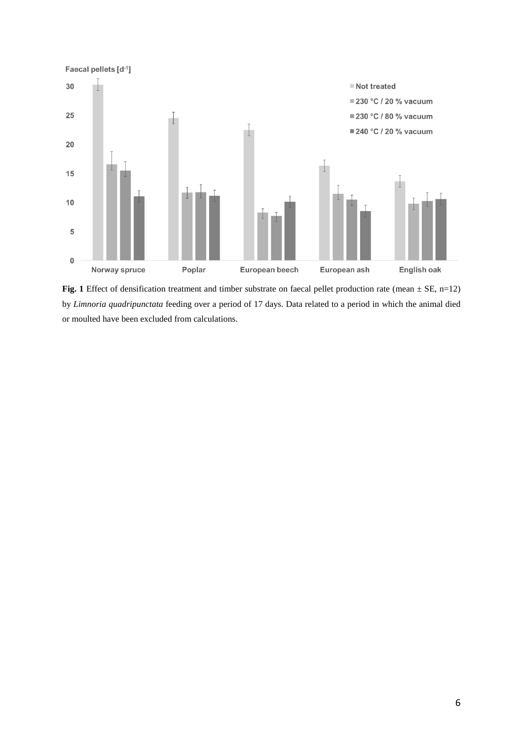Faecal pellets [d$^{-1}$]

30

25

20

15

10

5

0

Not treated

230 °C / 20 % vacuum

230 °C / 80 % vacuum

240 °C / 20 % vacuum

Norway spruce

Poplar

European beech

European ash

English oak

**Fig. 1** Effect of densification treatment and timber substrate on faecal pellet production rate (mean ± SE, n=12) by *Limnoria quadripunctata* feeding over a period of 17 days. Data related to a period in which the animal died or moulted have been excluded from calculations.